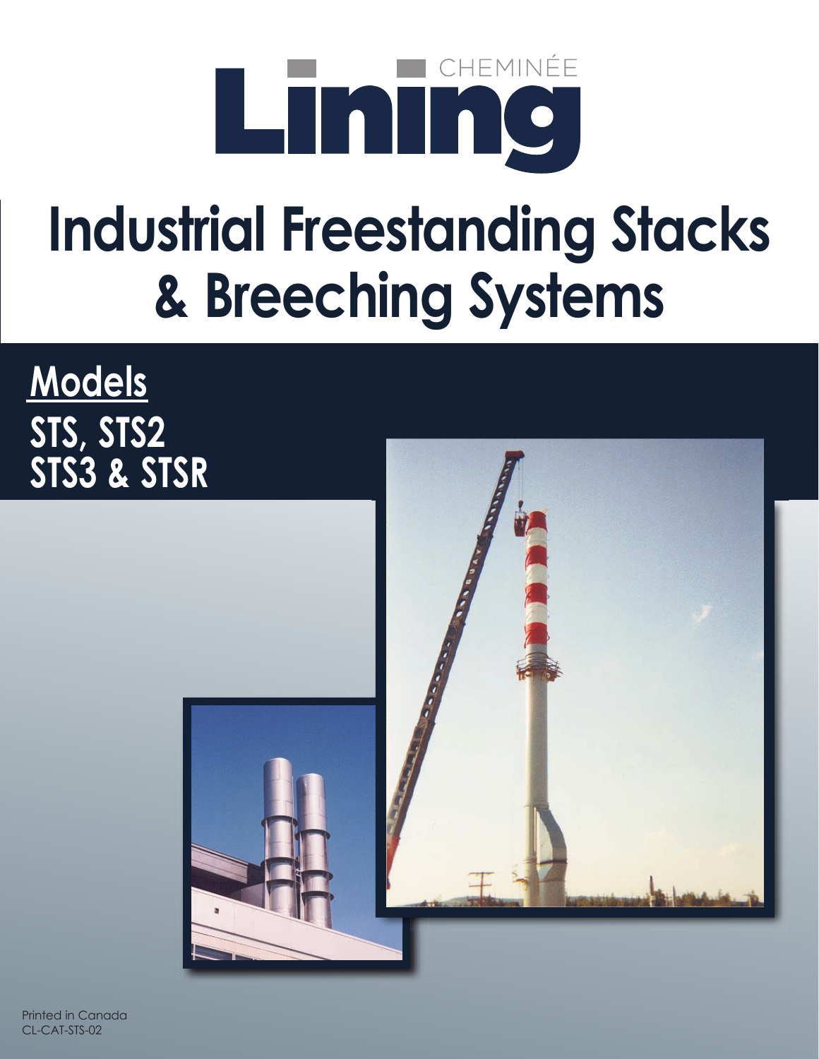CHEMINÉE

# Lining

# Industrial Freestanding Stacks & Breeching Systems

## Models

**STS, STS2**
**STS3 & STSR**

Printed in Canada
CL-CAT-STS-02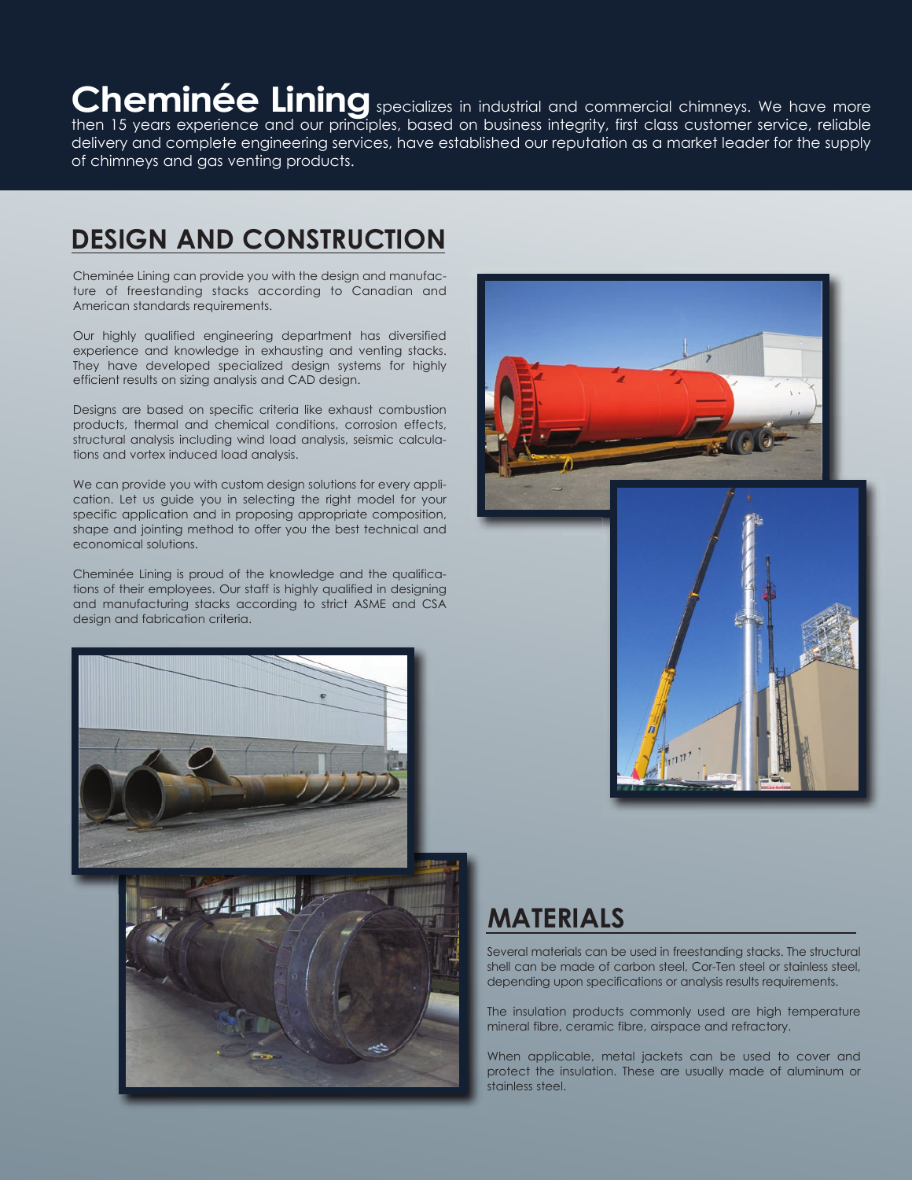**Cheminée Lining** specializes in industrial and commercial chimneys. We have more then 15 years experience and our principles, based on business integrity, first class customer service, reliable delivery and complete engineering services, have established our reputation as a market leader for the supply of chimneys and gas venting products.

## DESIGN AND CONSTRUCTION

Cheminée Lining can provide you with the design and manufacture of freestanding stacks according to Canadian and American standards requirements.

Our highly qualified engineering department has diversified experience and knowledge in exhausting and venting stacks. They have developed specialized design systems for highly efficient results on sizing analysis and CAD design.

Designs are based on specific criteria like exhaust combustion products, thermal and chemical conditions, corrosion effects, structural analysis including wind load analysis, seismic calculations and vortex induced load analysis.

We can provide you with custom design solutions for every application. Let us guide you in selecting the right model for your specific application and in proposing appropriate composition, shape and jointing method to offer you the best technical and economical solutions.

Cheminée Lining is proud of the knowledge and the qualifications of their employees. Our staff is highly qualified in designing and manufacturing stacks according to strict ASME and CSA design and fabrication criteria.

## MATERIALS

Several materials can be used in freestanding stacks. The structural shell can be made of carbon steel, Cor-Ten steel or stainless steel, depending upon specifications or analysis results requirements.

The insulation products commonly used are high temperature mineral fibre, ceramic fibre, airspace and refractory.

When applicable, metal jackets can be used to cover and protect the insulation. These are usually made of aluminum or stainless steel.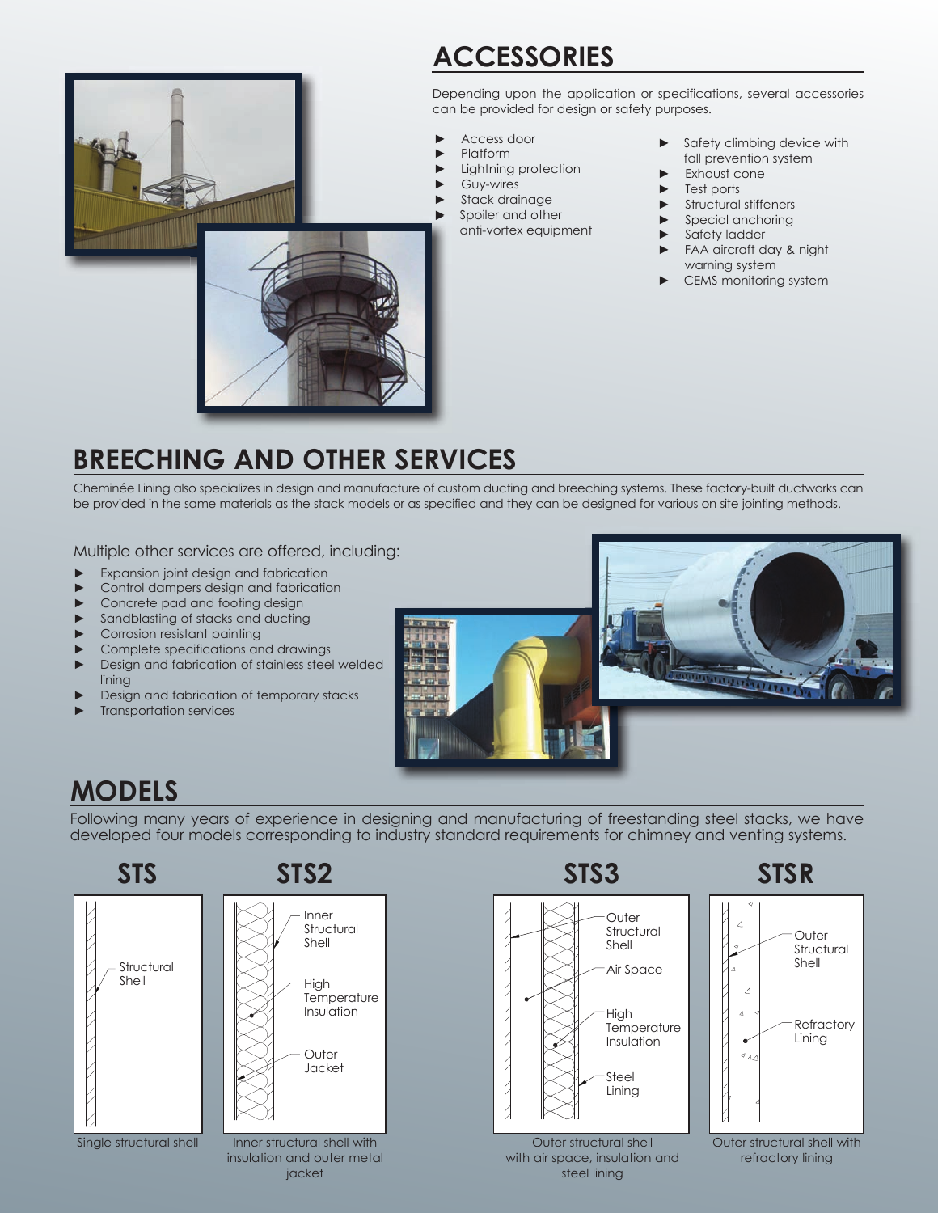## ACCESSORIES

Depending upon the application or specifications, several accessories can be provided for design or safety purposes.

- Access door
- Platform
- Lightning protection
- Guy-wires
- Stack drainage
- Spoiler and other anti-vortex equipment
- Safety climbing device with fall prevention system
- Exhaust cone
- Test ports
- Structural stiffeners
- Special anchoring
- Safety ladder
- FAA aircraft day & night warning system
- CEMS monitoring system

## BREECHING AND OTHER SERVICES

Cheminée Lining also specializes in design and manufacture of custom ducting and breeching systems. These factory-built ductworks can be provided in the same materials as the stack models or as specified and they can be designed for various on site jointing methods.

Multiple other services are offered, including:

- Expansion joint design and fabrication
- Control dampers design and fabrication
- Concrete pad and footing design
- Sandblasting of stacks and ducting
- Corrosion resistant painting
- Complete specifications and drawings
- Design and fabrication of stainless steel welded lining
- Design and fabrication of temporary stacks
- Transportation services

## MODELS

Following many years of experience in designing and manufacturing of freestanding steel stacks, we have developed four models corresponding to industry standard requirements for chimney and venting systems.

### STS

Structural Shell

Single structural shell

### STS2

Inner Structural Shell
High Temperature Insulation
Outer Jacket

Inner structural shell with insulation and outer metal jacket

### STS3

Outer Structural Shell
Air Space
High Temperature Insulation
Steel Lining

Outer structural shell with air space, insulation and steel lining

### STSR

Outer Structural Shell
Refractory Lining

Outer structural shell with refractory lining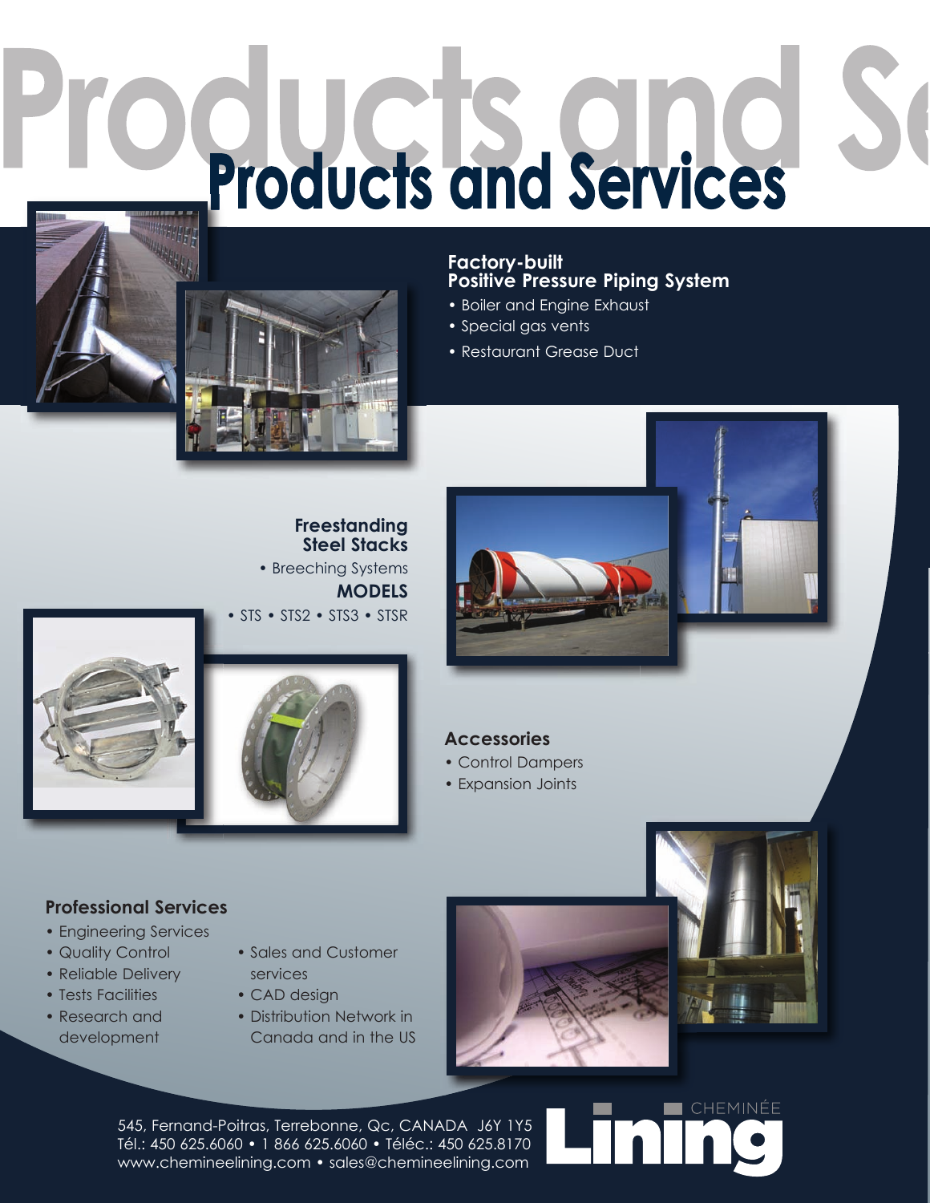# Products and Services

### Factory-built Positive Pressure Piping System

- Boiler and Engine Exhaust
- Special gas vents
- Restaurant Grease Duct

### Freestanding Steel Stacks

- Breeching Systems

**MODELS**

- STS • STS2 • STS3 • STSR

### Accessories

- Control Dampers
- Expansion Joints

### Professional Services

- Engineering Services
- Quality Control
- Reliable Delivery
- Tests Facilities
- Research and development
- Sales and Customer services
- CAD design
- Distribution Network in Canada and in the US

545, Fernand-Poitras, Terrebonne, Qc, CANADA J6Y 1Y5
Tél.: 450 625.6060 • 1 866 625.6060 • Téléc.: 450 625.8170
www.chemineelining.com • sales@chemineelining.com

CHEMINÉE **Lining**